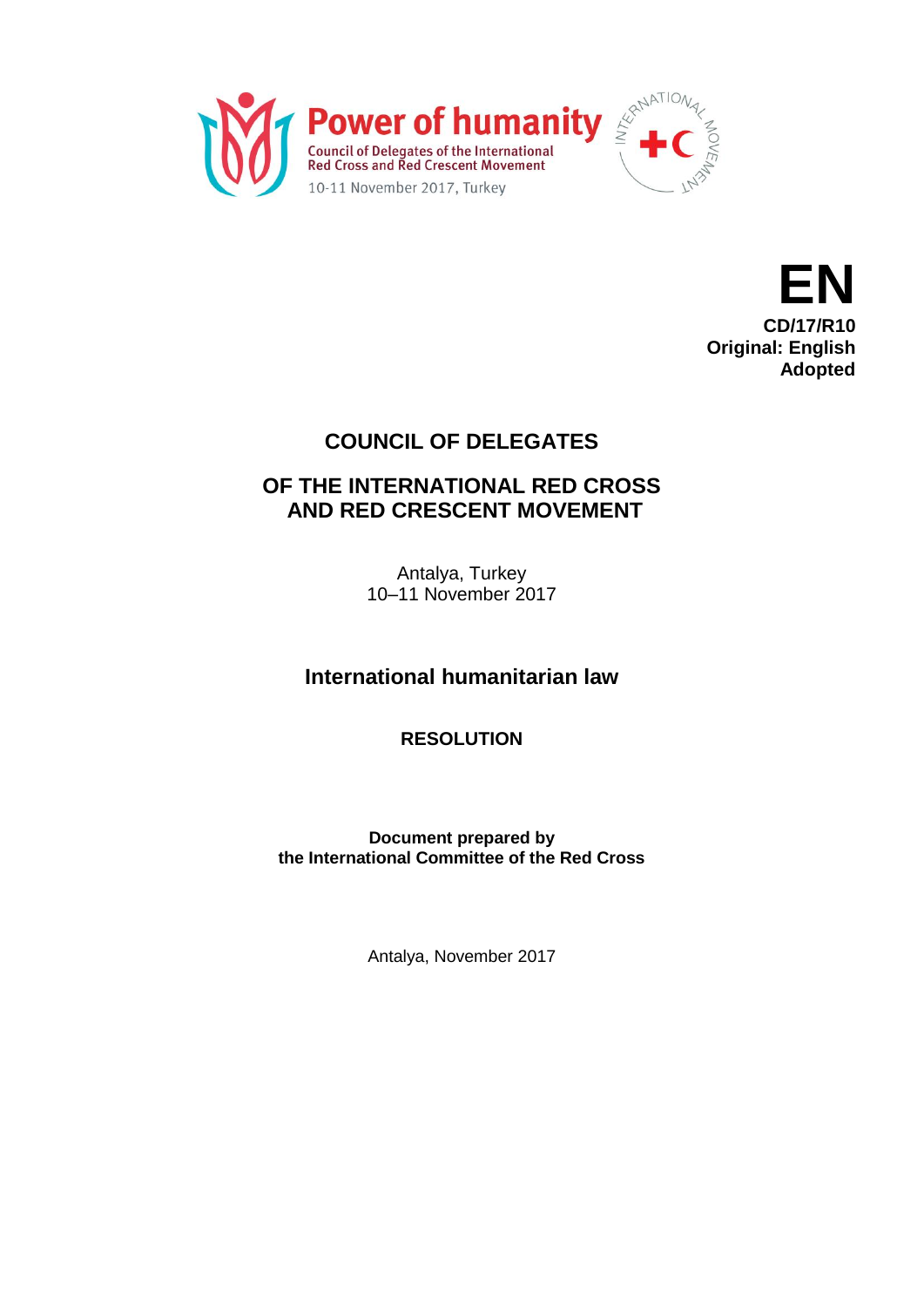**Power of humanity**
Council of Delegates of the International Red Cross and Red Crescent Movement
10-11 November 2017, Turkey

INTERNATIONAL MOVEMENT

**EN**
**CD/17/R10**
**Original: English**
**Adopted**

# COUNCIL OF DELEGATES

# OF THE INTERNATIONAL RED CROSS AND RED CRESCENT MOVEMENT

Antalya, Turkey
10–11 November 2017

## International humanitarian law

### RESOLUTION

**Document prepared by**
**the International Committee of the Red Cross**

Antalya, November 2017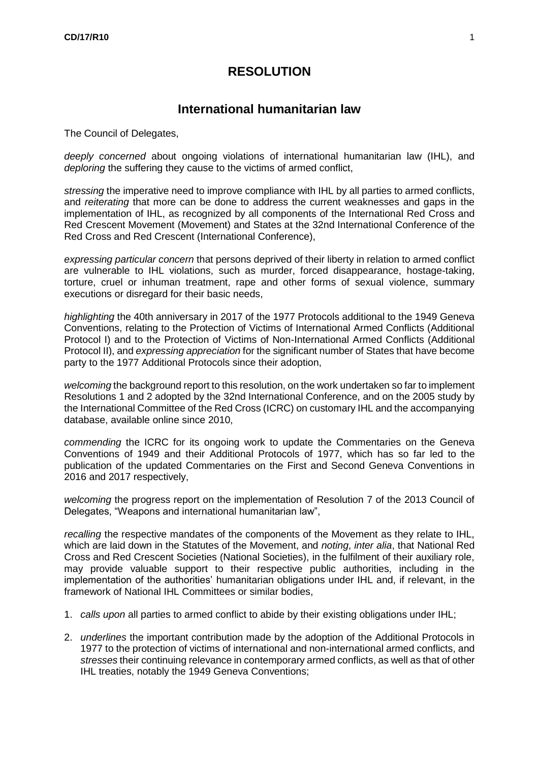# RESOLUTION

## International humanitarian law

The Council of Delegates,

*deeply concerned* about ongoing violations of international humanitarian law (IHL), and *deploring* the suffering they cause to the victims of armed conflict,

*stressing* the imperative need to improve compliance with IHL by all parties to armed conflicts, and *reiterating* that more can be done to address the current weaknesses and gaps in the implementation of IHL, as recognized by all components of the International Red Cross and Red Crescent Movement (Movement) and States at the 32nd International Conference of the Red Cross and Red Crescent (International Conference),

*expressing particular concern* that persons deprived of their liberty in relation to armed conflict are vulnerable to IHL violations, such as murder, forced disappearance, hostage-taking, torture, cruel or inhuman treatment, rape and other forms of sexual violence, summary executions or disregard for their basic needs,

*highlighting* the 40th anniversary in 2017 of the 1977 Protocols additional to the 1949 Geneva Conventions, relating to the Protection of Victims of International Armed Conflicts (Additional Protocol I) and to the Protection of Victims of Non-International Armed Conflicts (Additional Protocol II), and *expressing appreciation* for the significant number of States that have become party to the 1977 Additional Protocols since their adoption,

*welcoming* the background report to this resolution, on the work undertaken so far to implement Resolutions 1 and 2 adopted by the 32nd International Conference, and on the 2005 study by the International Committee of the Red Cross (ICRC) on customary IHL and the accompanying database, available online since 2010,

*commending* the ICRC for its ongoing work to update the Commentaries on the Geneva Conventions of 1949 and their Additional Protocols of 1977, which has so far led to the publication of the updated Commentaries on the First and Second Geneva Conventions in 2016 and 2017 respectively,

*welcoming* the progress report on the implementation of Resolution 7 of the 2013 Council of Delegates, "Weapons and international humanitarian law",

*recalling* the respective mandates of the components of the Movement as they relate to IHL, which are laid down in the Statutes of the Movement, and *noting*, *inter alia*, that National Red Cross and Red Crescent Societies (National Societies), in the fulfilment of their auxiliary role, may provide valuable support to their respective public authorities, including in the implementation of the authorities' humanitarian obligations under IHL and, if relevant, in the framework of National IHL Committees or similar bodies,

1. *calls upon* all parties to armed conflict to abide by their existing obligations under IHL;

2. *underlines* the important contribution made by the adoption of the Additional Protocols in 1977 to the protection of victims of international and non-international armed conflicts, and *stresses* their continuing relevance in contemporary armed conflicts, as well as that of other IHL treaties, notably the 1949 Geneva Conventions;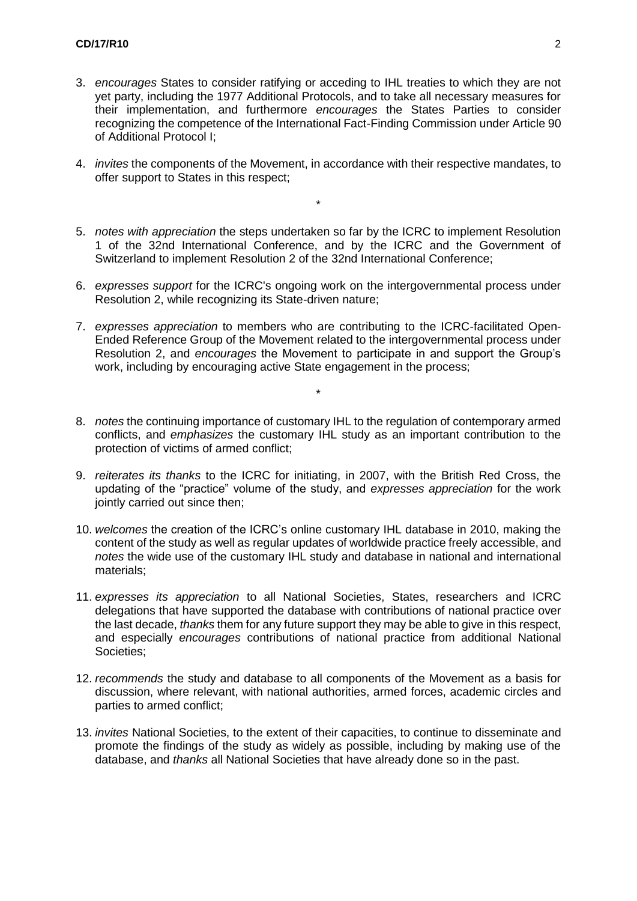3. *encourages* States to consider ratifying or acceding to IHL treaties to which they are not yet party, including the 1977 Additional Protocols, and to take all necessary measures for their implementation, and furthermore *encourages* the States Parties to consider recognizing the competence of the International Fact-Finding Commission under Article 90 of Additional Protocol I;

4. *invites* the components of the Movement, in accordance with their respective mandates, to offer support to States in this respect;

\*

5. *notes with appreciation* the steps undertaken so far by the ICRC to implement Resolution 1 of the 32nd International Conference, and by the ICRC and the Government of Switzerland to implement Resolution 2 of the 32nd International Conference;

6. *expresses support* for the ICRC's ongoing work on the intergovernmental process under Resolution 2, while recognizing its State-driven nature;

7. *expresses appreciation* to members who are contributing to the ICRC-facilitated Open-Ended Reference Group of the Movement related to the intergovernmental process under Resolution 2, and *encourages* the Movement to participate in and support the Group's work, including by encouraging active State engagement in the process;

\*

8. *notes* the continuing importance of customary IHL to the regulation of contemporary armed conflicts, and *emphasizes* the customary IHL study as an important contribution to the protection of victims of armed conflict;

9. *reiterates its thanks* to the ICRC for initiating, in 2007, with the British Red Cross, the updating of the "practice" volume of the study, and *expresses appreciation* for the work jointly carried out since then;

10. *welcomes* the creation of the ICRC's online customary IHL database in 2010, making the content of the study as well as regular updates of worldwide practice freely accessible, and *notes* the wide use of the customary IHL study and database in national and international materials;

11. *expresses its appreciation* to all National Societies, States, researchers and ICRC delegations that have supported the database with contributions of national practice over the last decade, *thanks* them for any future support they may be able to give in this respect, and especially *encourages* contributions of national practice from additional National Societies;

12. *recommends* the study and database to all components of the Movement as a basis for discussion, where relevant, with national authorities, armed forces, academic circles and parties to armed conflict;

13. *invites* National Societies, to the extent of their capacities, to continue to disseminate and promote the findings of the study as widely as possible, including by making use of the database, and *thanks* all National Societies that have already done so in the past.